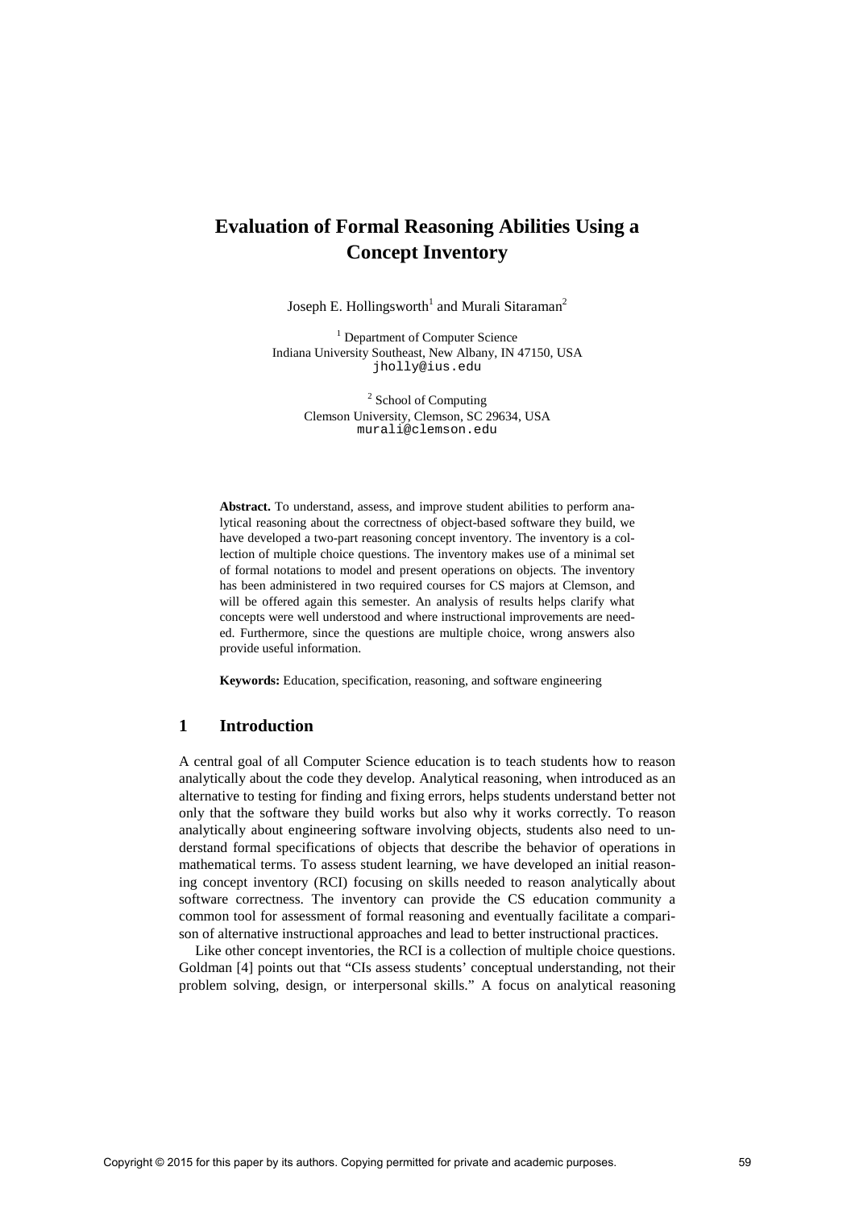# Evaluation of Formal Reasoning Abilities Using a Concept Inventory

Joseph E. Hollingsworth[1] and Murali Sitaraman[2]

[1] Department of Computer Science
Indiana University Southeast, New Albany, IN 47150, USA
jholly@ius.edu

[2] School of Computing
Clemson University, Clemson, SC 29634, USA
murali@clemson.edu

**Abstract.** To understand, assess, and improve student abilities to perform analytical reasoning about the correctness of object-based software they build, we have developed a two-part reasoning concept inventory. The inventory is a collection of multiple choice questions. The inventory makes use of a minimal set of formal notations to model and present operations on objects. The inventory has been administered in two required courses for CS majors at Clemson, and will be offered again this semester. An analysis of results helps clarify what concepts were well understood and where instructional improvements are needed. Furthermore, since the questions are multiple choice, wrong answers also provide useful information.

**Keywords:** Education, specification, reasoning, and software engineering

## 1 Introduction

A central goal of all Computer Science education is to teach students how to reason analytically about the code they develop. Analytical reasoning, when introduced as an alternative to testing for finding and fixing errors, helps students understand better not only that the software they build works but also why it works correctly. To reason analytically about engineering software involving objects, students also need to understand formal specifications of objects that describe the behavior of operations in mathematical terms. To assess student learning, we have developed an initial reasoning concept inventory (RCI) focusing on skills needed to reason analytically about software correctness. The inventory can provide the CS education community a common tool for assessment of formal reasoning and eventually facilitate a comparison of alternative instructional approaches and lead to better instructional practices.

Like other concept inventories, the RCI is a collection of multiple choice questions. Goldman [4] points out that "CIs assess students' conceptual understanding, not their problem solving, design, or interpersonal skills." A focus on analytical reasoning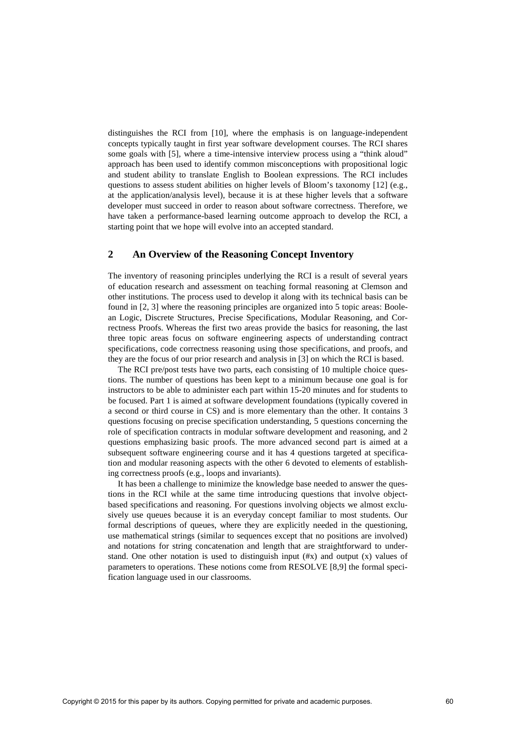distinguishes the RCI from [10], where the emphasis is on language-independent concepts typically taught in first year software development courses. The RCI shares some goals with [5], where a time-intensive interview process using a "think aloud" approach has been used to identify common misconceptions with propositional logic and student ability to translate English to Boolean expressions. The RCI includes questions to assess student abilities on higher levels of Bloom's taxonomy [12] (e.g., at the application/analysis level), because it is at these higher levels that a software developer must succeed in order to reason about software correctness. Therefore, we have taken a performance-based learning outcome approach to develop the RCI, a starting point that we hope will evolve into an accepted standard.

## 2 An Overview of the Reasoning Concept Inventory

The inventory of reasoning principles underlying the RCI is a result of several years of education research and assessment on teaching formal reasoning at Clemson and other institutions. The process used to develop it along with its technical basis can be found in [2, 3] where the reasoning principles are organized into 5 topic areas: Boolean Logic, Discrete Structures, Precise Specifications, Modular Reasoning, and Correctness Proofs. Whereas the first two areas provide the basics for reasoning, the last three topic areas focus on software engineering aspects of understanding contract specifications, code correctness reasoning using those specifications, and proofs, and they are the focus of our prior research and analysis in [3] on which the RCI is based.

The RCI pre/post tests have two parts, each consisting of 10 multiple choice questions. The number of questions has been kept to a minimum because one goal is for instructors to be able to administer each part within 15-20 minutes and for students to be focused. Part 1 is aimed at software development foundations (typically covered in a second or third course in CS) and is more elementary than the other. It contains 3 questions focusing on precise specification understanding, 5 questions concerning the role of specification contracts in modular software development and reasoning, and 2 questions emphasizing basic proofs. The more advanced second part is aimed at a subsequent software engineering course and it has 4 questions targeted at specification and modular reasoning aspects with the other 6 devoted to elements of establishing correctness proofs (e.g., loops and invariants).

It has been a challenge to minimize the knowledge base needed to answer the questions in the RCI while at the same time introducing questions that involve object-based specifications and reasoning. For questions involving objects we almost exclusively use queues because it is an everyday concept familiar to most students. Our formal descriptions of queues, where they are explicitly needed in the questioning, use mathematical strings (similar to sequences except that no positions are involved) and notations for string concatenation and length that are straightforward to understand. One other notation is used to distinguish input (#x) and output (x) values of parameters to operations. These notions come from RESOLVE [8,9] the formal specification language used in our classrooms.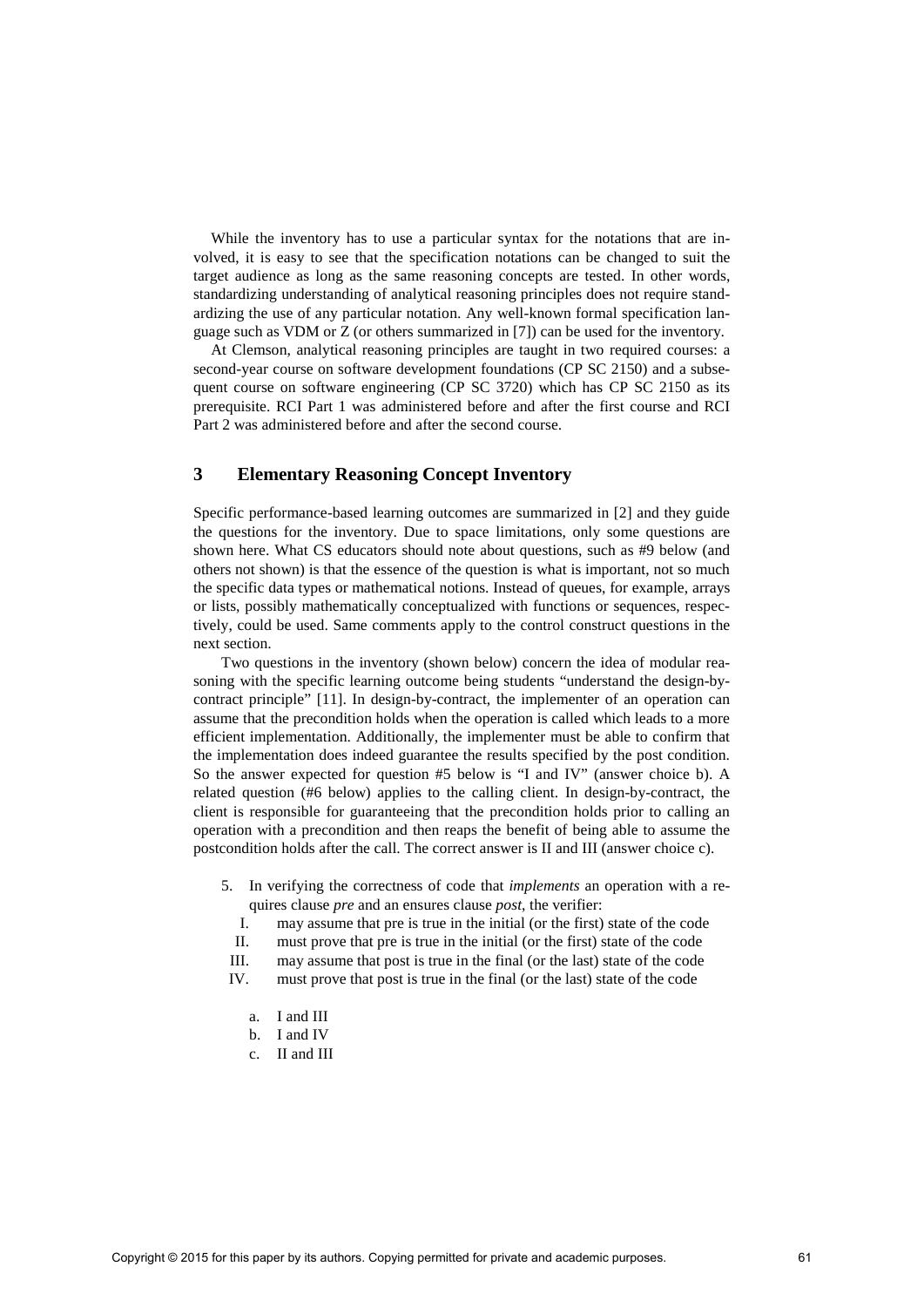While the inventory has to use a particular syntax for the notations that are involved, it is easy to see that the specification notations can be changed to suit the target audience as long as the same reasoning concepts are tested. In other words, standardizing understanding of analytical reasoning principles does not require standardizing the use of any particular notation. Any well-known formal specification language such as VDM or Z (or others summarized in [7]) can be used for the inventory.

At Clemson, analytical reasoning principles are taught in two required courses: a second-year course on software development foundations (CP SC 2150) and a subsequent course on software engineering (CP SC 3720) which has CP SC 2150 as its prerequisite. RCI Part 1 was administered before and after the first course and RCI Part 2 was administered before and after the second course.

## 3 Elementary Reasoning Concept Inventory

Specific performance-based learning outcomes are summarized in [2] and they guide the questions for the inventory. Due to space limitations, only some questions are shown here. What CS educators should note about questions, such as #9 below (and others not shown) is that the essence of the question is what is important, not so much the specific data types or mathematical notions. Instead of queues, for example, arrays or lists, possibly mathematically conceptualized with functions or sequences, respectively, could be used. Same comments apply to the control construct questions in the next section.

Two questions in the inventory (shown below) concern the idea of modular reasoning with the specific learning outcome being students "understand the design-by-contract principle" [11]. In design-by-contract, the implementer of an operation can assume that the precondition holds when the operation is called which leads to a more efficient implementation. Additionally, the implementer must be able to confirm that the implementation does indeed guarantee the results specified by the post condition. So the answer expected for question #5 below is "I and IV" (answer choice b). A related question (#6 below) applies to the calling client. In design-by-contract, the client is responsible for guaranteeing that the precondition holds prior to calling an operation with a precondition and then reaps the benefit of being able to assume the postcondition holds after the call. The correct answer is II and III (answer choice c).

5. In verifying the correctness of code that *implements* an operation with a requires clause *pre* and an ensures clause *post*, the verifier:
   - I. may assume that pre is true in the initial (or the first) state of the code
   - II. must prove that pre is true in the initial (or the first) state of the code
   - III. may assume that post is true in the final (or the last) state of the code
   - IV. must prove that post is true in the final (or the last) state of the code

   - a. I and III
   - b. I and IV
   - c. II and III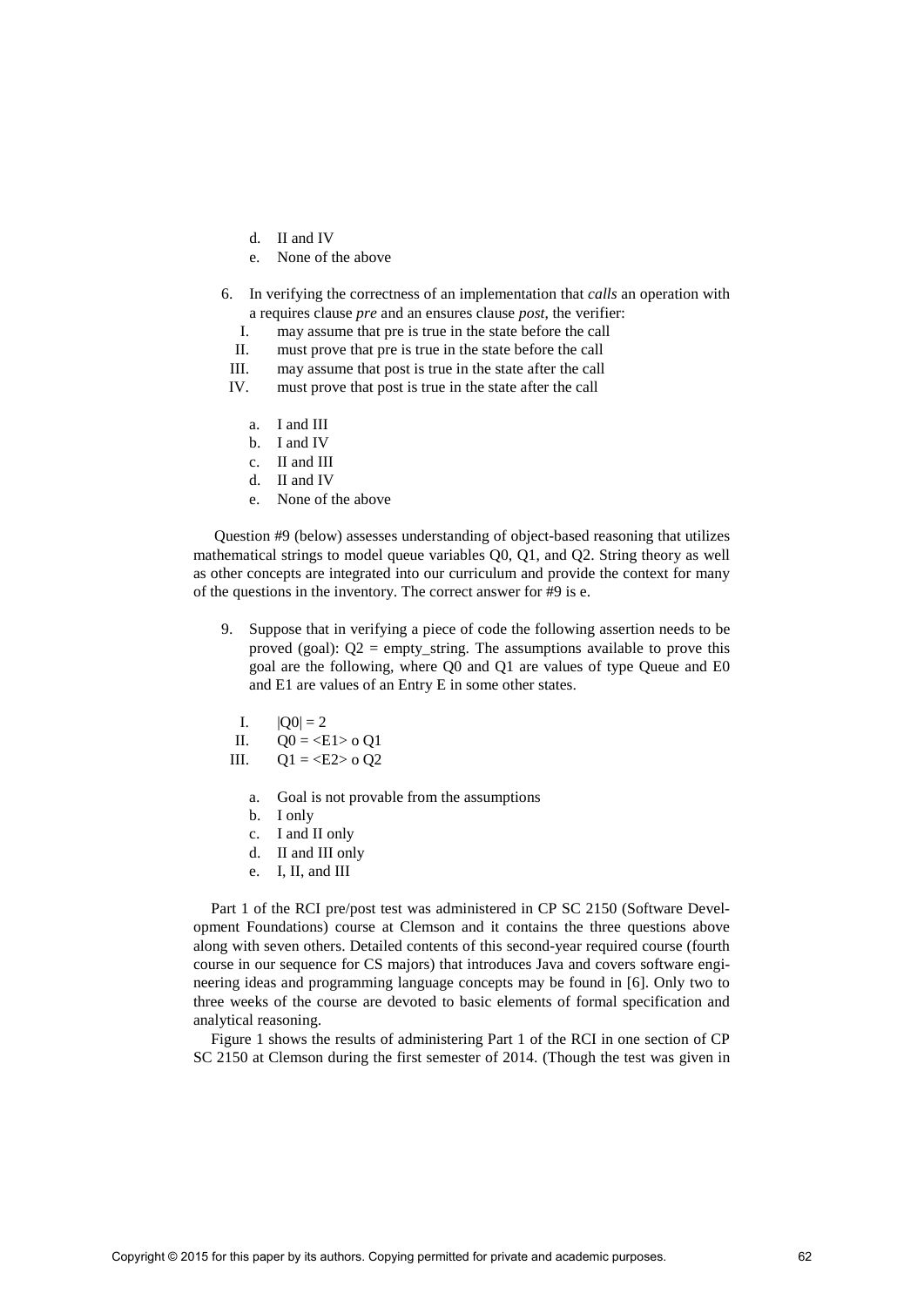d. II and IV
   e. None of the above

6. In verifying the correctness of an implementation that *calls* an operation with a requires clause *pre* and an ensures clause *post*, the verifier:
   I. may assume that pre is true in the state before the call
   II. must prove that pre is true in the state before the call
   III. may assume that post is true in the state after the call
   IV. must prove that post is true in the state after the call

   a. I and III
   b. I and IV
   c. II and III
   d. II and IV
   e. None of the above

Question #9 (below) assesses understanding of object-based reasoning that utilizes mathematical strings to model queue variables Q0, Q1, and Q2. String theory as well as other concepts are integrated into our curriculum and provide the context for many of the questions in the inventory. The correct answer for #9 is e.

9. Suppose that in verifying a piece of code the following assertion needs to be proved (goal): Q2 = empty_string. The assumptions available to prove this goal are the following, where Q0 and Q1 are values of type Queue and E0 and E1 are values of an Entry E in some other states.

   I. $|Q0| = 2$
   II. $Q0 = \langle E1 \rangle \circ Q1$
   III. $Q1 = \langle E2 \rangle \circ Q2$

   a. Goal is not provable from the assumptions
   b. I only
   c. I and II only
   d. II and III only
   e. I, II, and III

Part 1 of the RCI pre/post test was administered in CP SC 2150 (Software Development Foundations) course at Clemson and it contains the three questions above along with seven others. Detailed contents of this second-year required course (fourth course in our sequence for CS majors) that introduces Java and covers software engineering ideas and programming language concepts may be found in [6]. Only two to three weeks of the course are devoted to basic elements of formal specification and analytical reasoning.

Figure 1 shows the results of administering Part 1 of the RCI in one section of CP SC 2150 at Clemson during the first semester of 2014. (Though the test was given in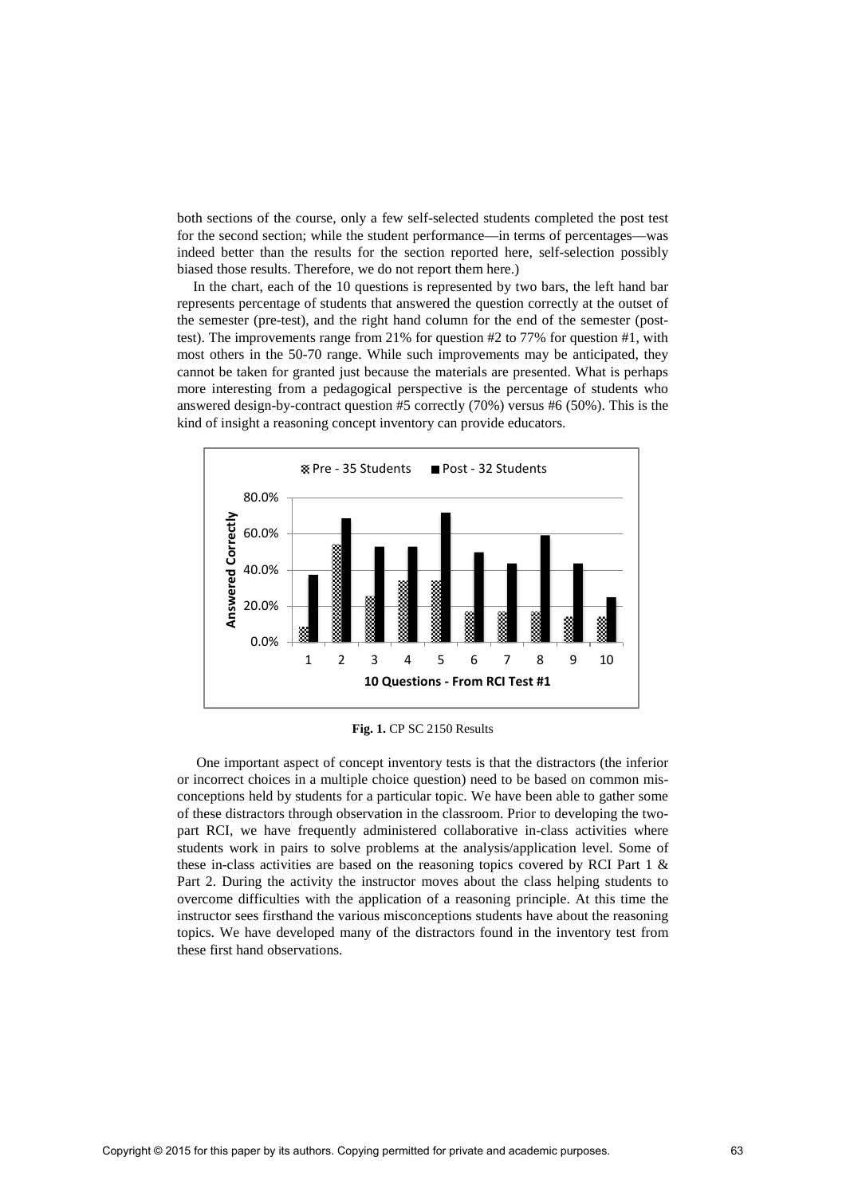both sections of the course, only a few self-selected students completed the post test for the second section; while the student performance—in terms of percentages—was indeed better than the results for the section reported here, self-selection possibly biased those results. Therefore, we do not report them here.)

In the chart, each of the 10 questions is represented by two bars, the left hand bar represents percentage of students that answered the question correctly at the outset of the semester (pre-test), and the right hand column for the end of the semester (post-test). The improvements range from 21% for question #2 to 77% for question #1, with most others in the 50-70 range. While such improvements may be anticipated, they cannot be taken for granted just because the materials are presented. What is perhaps more interesting from a pedagogical perspective is the percentage of students who answered design-by-contract question #5 correctly (70%) versus #6 (50%). This is the kind of insight a reasoning concept inventory can provide educators.

**Fig. 1.** CP SC 2150 Results

One important aspect of concept inventory tests is that the distractors (the inferior or incorrect choices in a multiple choice question) need to be based on common misconceptions held by students for a particular topic. We have been able to gather some of these distractors through observation in the classroom. Prior to developing the two-part RCI, we have frequently administered collaborative in-class activities where students work in pairs to solve problems at the analysis/application level. Some of these in-class activities are based on the reasoning topics covered by RCI Part 1 & Part 2. During the activity the instructor moves about the class helping students to overcome difficulties with the application of a reasoning principle. At this time the instructor sees firsthand the various misconceptions students have about the reasoning topics. We have developed many of the distractors found in the inventory test from these first hand observations.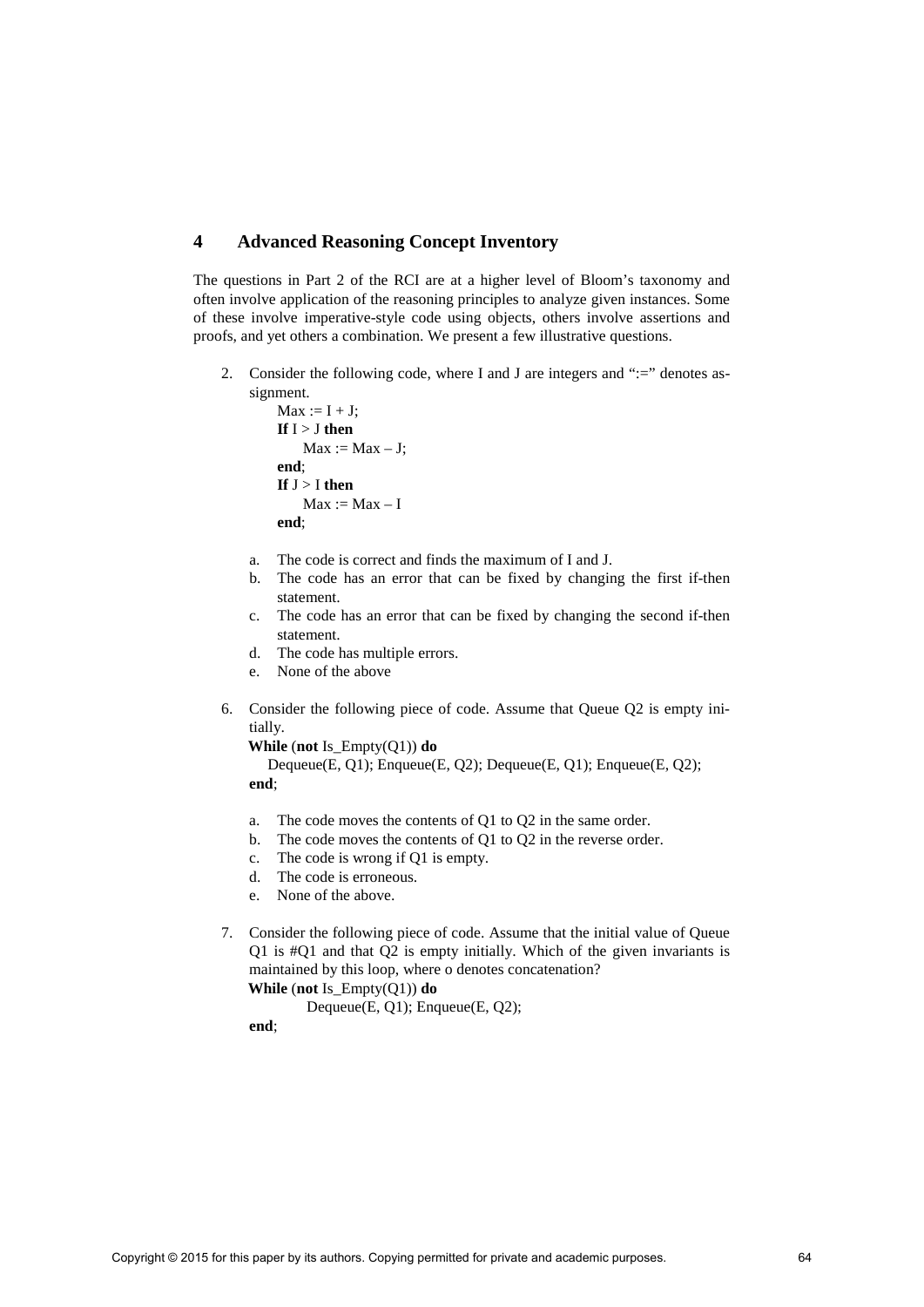## 4 Advanced Reasoning Concept Inventory

The questions in Part 2 of the RCI are at a higher level of Bloom's taxonomy and often involve application of the reasoning principles to analyze given instances. Some of these involve imperative-style code using objects, others involve assertions and proofs, and yet others a combination. We present a few illustrative questions.

2. Consider the following code, where I and J are integers and ":=" denotes assignment.

```
Max := I + J;
If I > J then
    Max := Max – J;
end;
If J > I then
    Max := Max – I
end;
```

   a. The code is correct and finds the maximum of I and J.
   b. The code has an error that can be fixed by changing the first if-then statement.
   c. The code has an error that can be fixed by changing the second if-then statement.
   d. The code has multiple errors.
   e. None of the above

6. Consider the following piece of code. Assume that Queue Q2 is empty initially.

```
While (not Is_Empty(Q1)) do
   Dequeue(E, Q1); Enqueue(E, Q2); Dequeue(E, Q1); Enqueue(E, Q2);
end;
```

   a. The code moves the contents of Q1 to Q2 in the same order.
   b. The code moves the contents of Q1 to Q2 in the reverse order.
   c. The code is wrong if Q1 is empty.
   d. The code is erroneous.
   e. None of the above.

7. Consider the following piece of code. Assume that the initial value of Queue Q1 is #Q1 and that Q2 is empty initially. Which of the given invariants is maintained by this loop, where o denotes concatenation?

```
While (not Is_Empty(Q1)) do
        Dequeue(E, Q1); Enqueue(E, Q2);
end;
```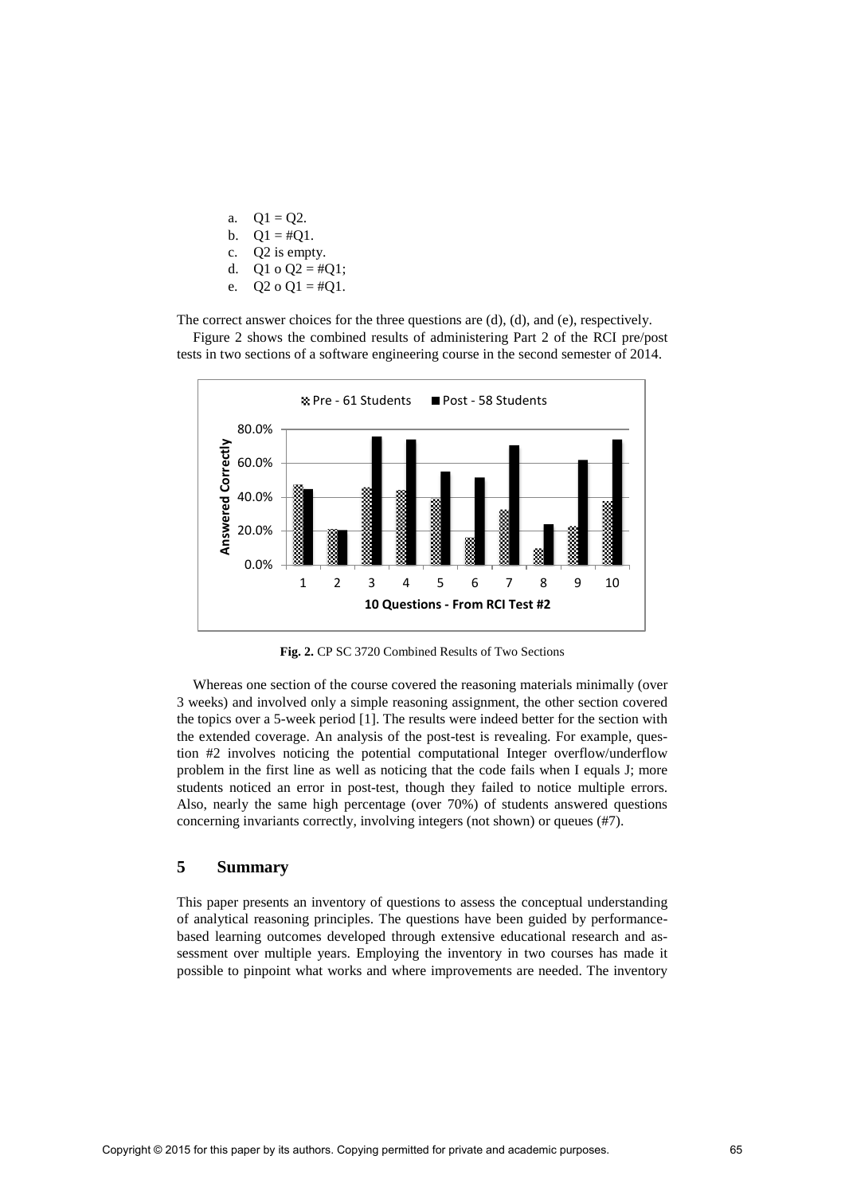a. Q1 = Q2.
b. Q1 = #Q1.
c. Q2 is empty.
d. Q1 o Q2 = #Q1;
e. Q2 o Q1 = #Q1.

The correct answer choices for the three questions are (d), (d), and (e), respectively.

Figure 2 shows the combined results of administering Part 2 of the RCI pre/post tests in two sections of a software engineering course in the second semester of 2014.

**Fig. 2.** CP SC 3720 Combined Results of Two Sections

Whereas one section of the course covered the reasoning materials minimally (over 3 weeks) and involved only a simple reasoning assignment, the other section covered the topics over a 5-week period [1]. The results were indeed better for the section with the extended coverage. An analysis of the post-test is revealing. For example, question #2 involves noticing the potential computational Integer overflow/underflow problem in the first line as well as noticing that the code fails when I equals J; more students noticed an error in post-test, though they failed to notice multiple errors. Also, nearly the same high percentage (over 70%) of students answered questions concerning invariants correctly, involving integers (not shown) or queues (#7).

## 5 Summary

This paper presents an inventory of questions to assess the conceptual understanding of analytical reasoning principles. The questions have been guided by performance-based learning outcomes developed through extensive educational research and assessment over multiple years. Employing the inventory in two courses has made it possible to pinpoint what works and where improvements are needed. The inventory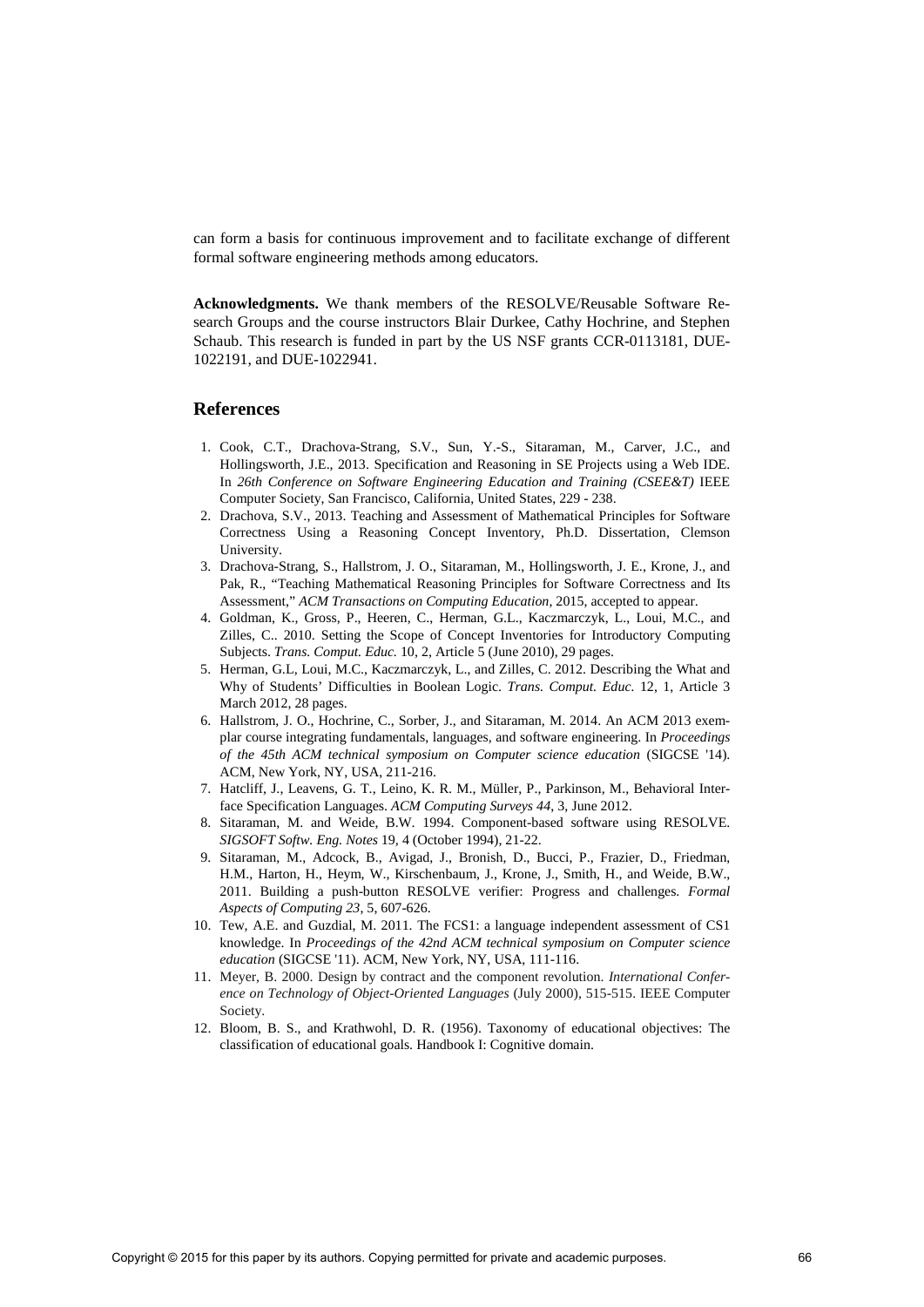can form a basis for continuous improvement and to facilitate exchange of different formal software engineering methods among educators.

**Acknowledgments.** We thank members of the RESOLVE/Reusable Software Research Groups and the course instructors Blair Durkee, Cathy Hochrine, and Stephen Schaub. This research is funded in part by the US NSF grants CCR-0113181, DUE-1022191, and DUE-1022941.

## References

1. Cook, C.T., Drachova-Strang, S.V., Sun, Y.-S., Sitaraman, M., Carver, J.C., and Hollingsworth, J.E., 2013. Specification and Reasoning in SE Projects using a Web IDE. In *26th Conference on Software Engineering Education and Training (CSEE&T)* IEEE Computer Society, San Francisco, California, United States, 229 - 238.
2. Drachova, S.V., 2013. Teaching and Assessment of Mathematical Principles for Software Correctness Using a Reasoning Concept Inventory, Ph.D. Dissertation, Clemson University.
3. Drachova-Strang, S., Hallstrom, J. O., Sitaraman, M., Hollingsworth, J. E., Krone, J., and Pak, R., "Teaching Mathematical Reasoning Principles for Software Correctness and Its Assessment," *ACM Transactions on Computing Education*, 2015, accepted to appear.
4. Goldman, K., Gross, P., Heeren, C., Herman, G.L., Kaczmarczyk, L., Loui, M.C., and Zilles, C.. 2010. Setting the Scope of Concept Inventories for Introductory Computing Subjects. *Trans. Comput. Educ.* 10, 2, Article 5 (June 2010), 29 pages.
5. Herman, G.L, Loui, M.C., Kaczmarczyk, L., and Zilles, C. 2012. Describing the What and Why of Students' Difficulties in Boolean Logic. *Trans. Comput. Educ.* 12, 1, Article 3 March 2012, 28 pages.
6. Hallstrom, J. O., Hochrine, C., Sorber, J., and Sitaraman, M. 2014. An ACM 2013 exemplar course integrating fundamentals, languages, and software engineering. In *Proceedings of the 45th ACM technical symposium on Computer science education* (SIGCSE '14). ACM, New York, NY, USA, 211-216.
7. Hatcliff, J., Leavens, G. T., Leino, K. R. M., Müller, P., Parkinson, M., Behavioral Interface Specification Languages. *ACM Computing Surveys 44*, 3, June 2012.
8. Sitaraman, M. and Weide, B.W. 1994. Component-based software using RESOLVE. *SIGSOFT Softw. Eng. Notes* 19, 4 (October 1994), 21-22.
9. Sitaraman, M., Adcock, B., Avigad, J., Bronish, D., Bucci, P., Frazier, D., Friedman, H.M., Harton, H., Heym, W., Kirschenbaum, J., Krone, J., Smith, H., and Weide, B.W., 2011. Building a push-button RESOLVE verifier: Progress and challenges. *Formal Aspects of Computing 23*, 5, 607-626.
10. Tew, A.E. and Guzdial, M. 2011. The FCS1: a language independent assessment of CS1 knowledge. In *Proceedings of the 42nd ACM technical symposium on Computer science education* (SIGCSE '11). ACM, New York, NY, USA, 111-116.
11. Meyer, B. 2000. Design by contract and the component revolution. *International Conference on Technology of Object-Oriented Languages* (July 2000), 515-515. IEEE Computer Society.
12. Bloom, B. S., and Krathwohl, D. R. (1956). Taxonomy of educational objectives: The classification of educational goals. Handbook I: Cognitive domain.

Copyright © 2015 for this paper by its authors. Copying permitted for private and academic purposes.